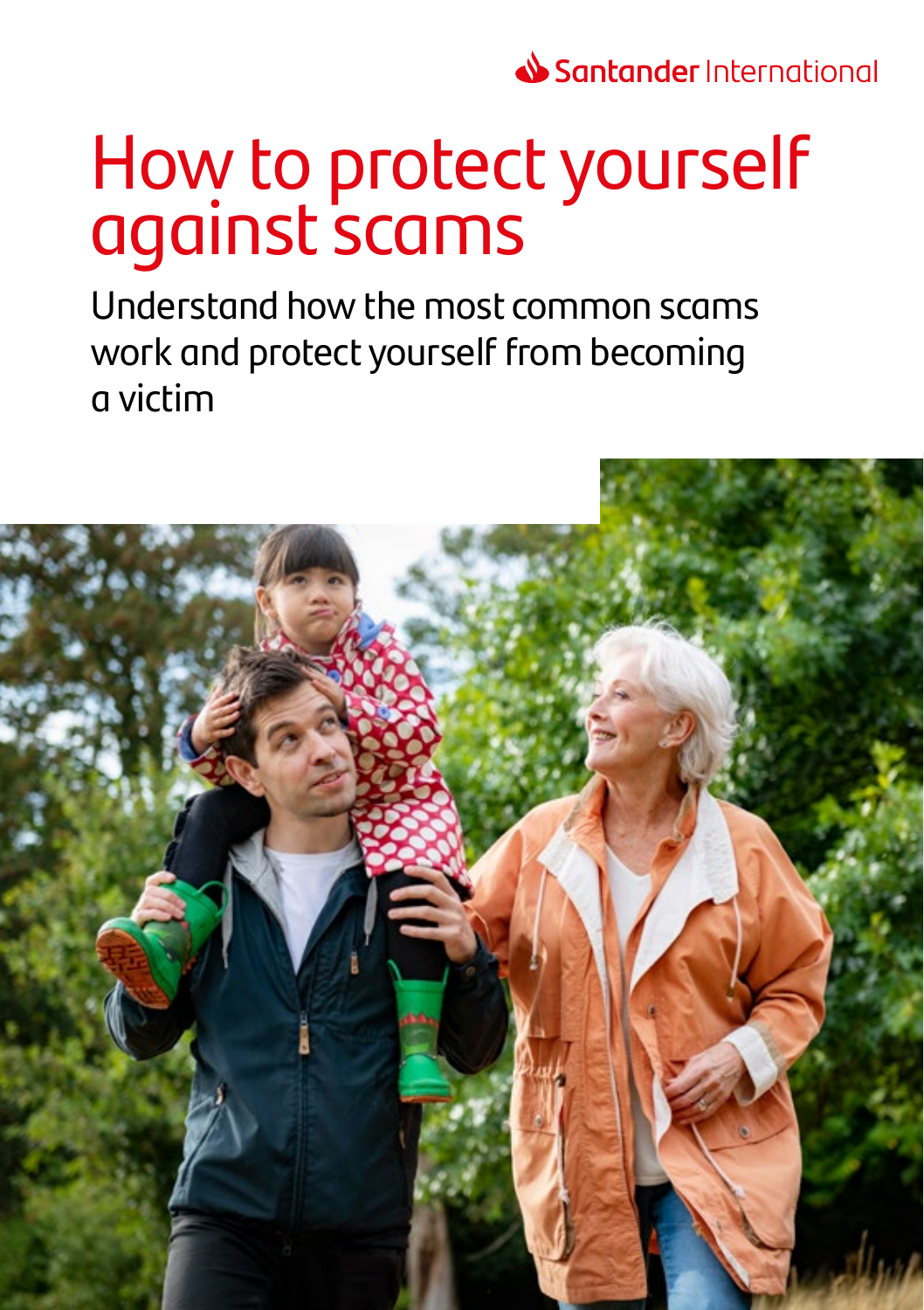Santander International

# How to protect yourself against scams

Understand how the most common scams work and protect yourself from becoming a victim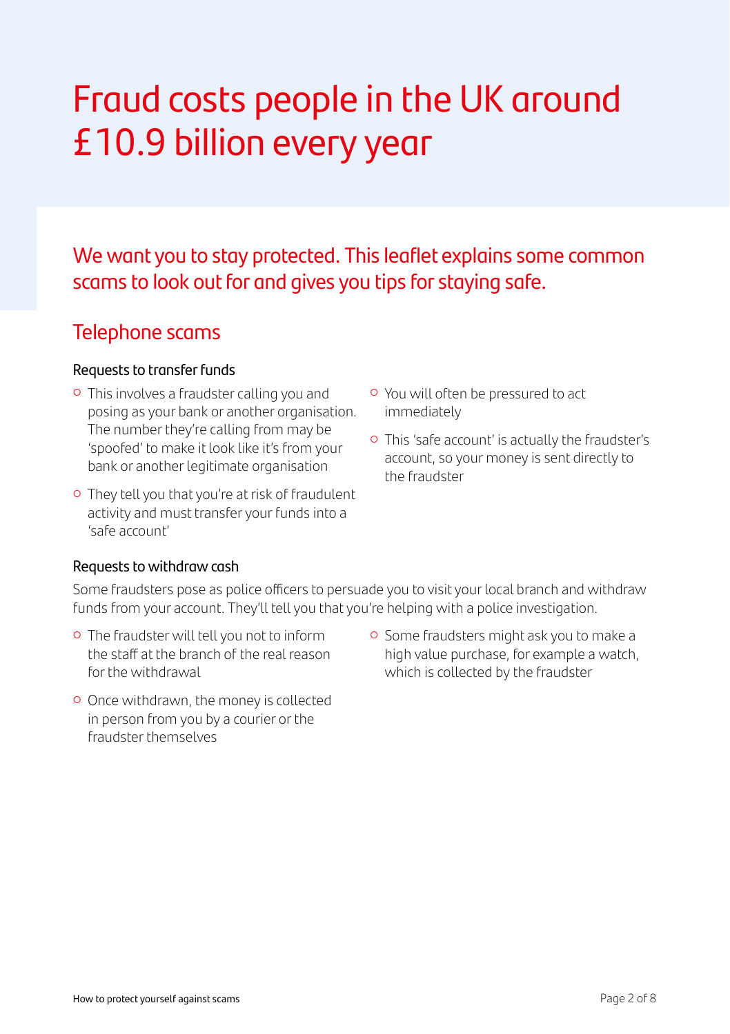# Fraud costs people in the UK around £10.9 billion every year

## We want you to stay protected. This leaflet explains some common scams to look out for and gives you tips for staying safe.

## Telephone scams

### Requests to transfer funds

- This involves a fraudster calling you and posing as your bank or another organisation. The number they're calling from may be 'spoofed' to make it look like it's from your bank or another legitimate organisation
- They tell you that you're at risk of fraudulent activity and must transfer your funds into a 'safe account'
- You will often be pressured to act immediately
- This 'safe account' is actually the fraudster's account, so your money is sent directly to the fraudster

### Requests to withdraw cash

Some fraudsters pose as police officers to persuade you to visit your local branch and withdraw funds from your account. They'll tell you that you're helping with a police investigation.

- The fraudster will tell you not to inform the staff at the branch of the real reason for the withdrawal
- Once withdrawn, the money is collected in person from you by a courier or the fraudster themselves
- Some fraudsters might ask you to make a high value purchase, for example a watch, which is collected by the fraudster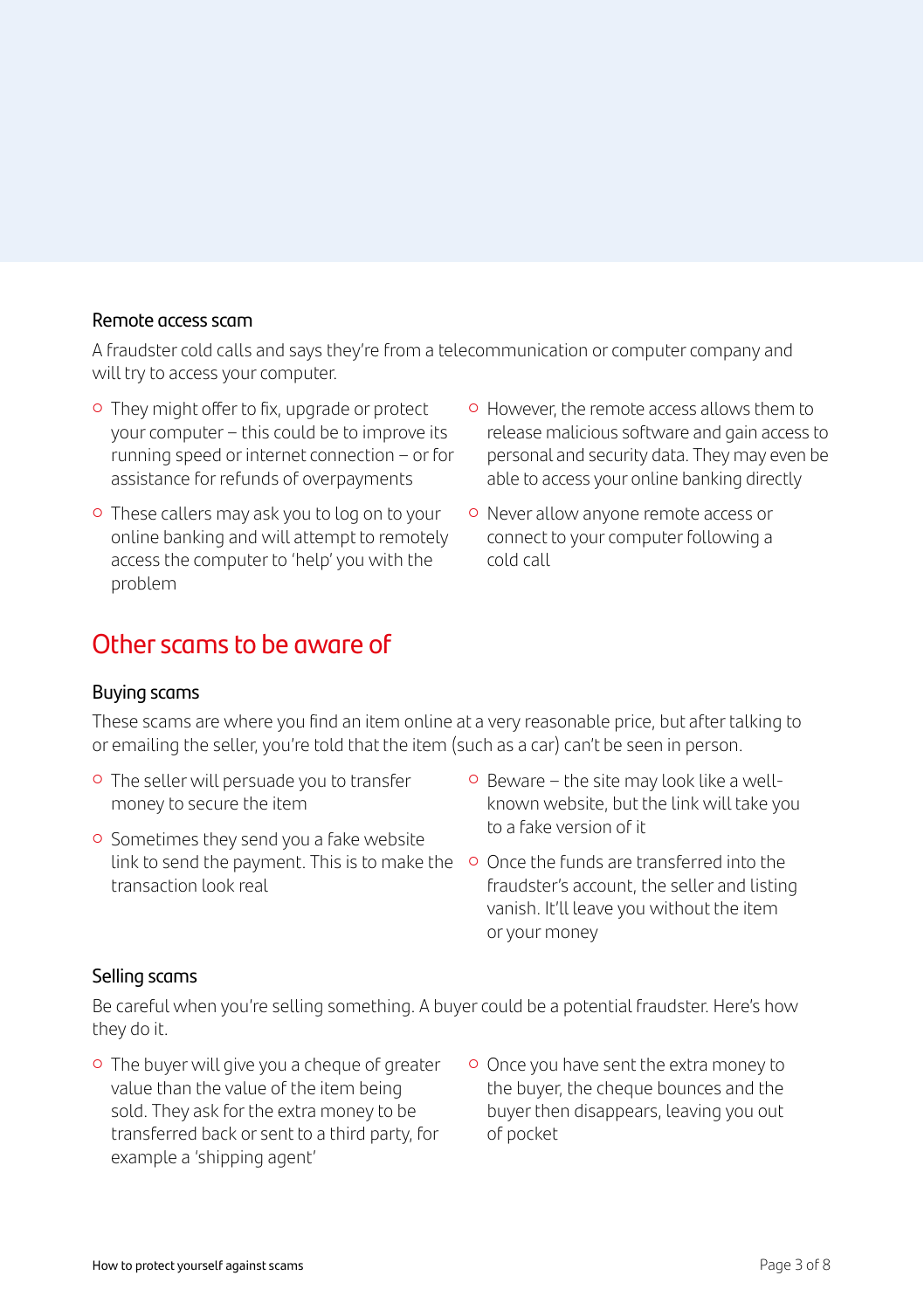### Remote access scam

A fraudster cold calls and says they're from a telecommunication or computer company and will try to access your computer.

- They might offer to fix, upgrade or protect your computer – this could be to improve its running speed or internet connection – or for assistance for refunds of overpayments
- These callers may ask you to log on to your online banking and will attempt to remotely access the computer to 'help' you with the problem
- However, the remote access allows them to release malicious software and gain access to personal and security data. They may even be able to access your online banking directly
- Never allow anyone remote access or connect to your computer following a cold call

## Other scams to be aware of

### Buying scams

These scams are where you find an item online at a very reasonable price, but after talking to or emailing the seller, you're told that the item (such as a car) can't be seen in person.

- The seller will persuade you to transfer money to secure the item
- Sometimes they send you a fake website link to send the payment. This is to make the transaction look real
- Beware – the site may look like a well-known website, but the link will take you to a fake version of it
- Once the funds are transferred into the fraudster's account, the seller and listing vanish. It'll leave you without the item or your money

### Selling scams

Be careful when you're selling something. A buyer could be a potential fraudster. Here's how they do it.

- The buyer will give you a cheque of greater value than the value of the item being sold. They ask for the extra money to be transferred back or sent to a third party, for example a 'shipping agent'
- Once you have sent the extra money to the buyer, the cheque bounces and the buyer then disappears, leaving you out of pocket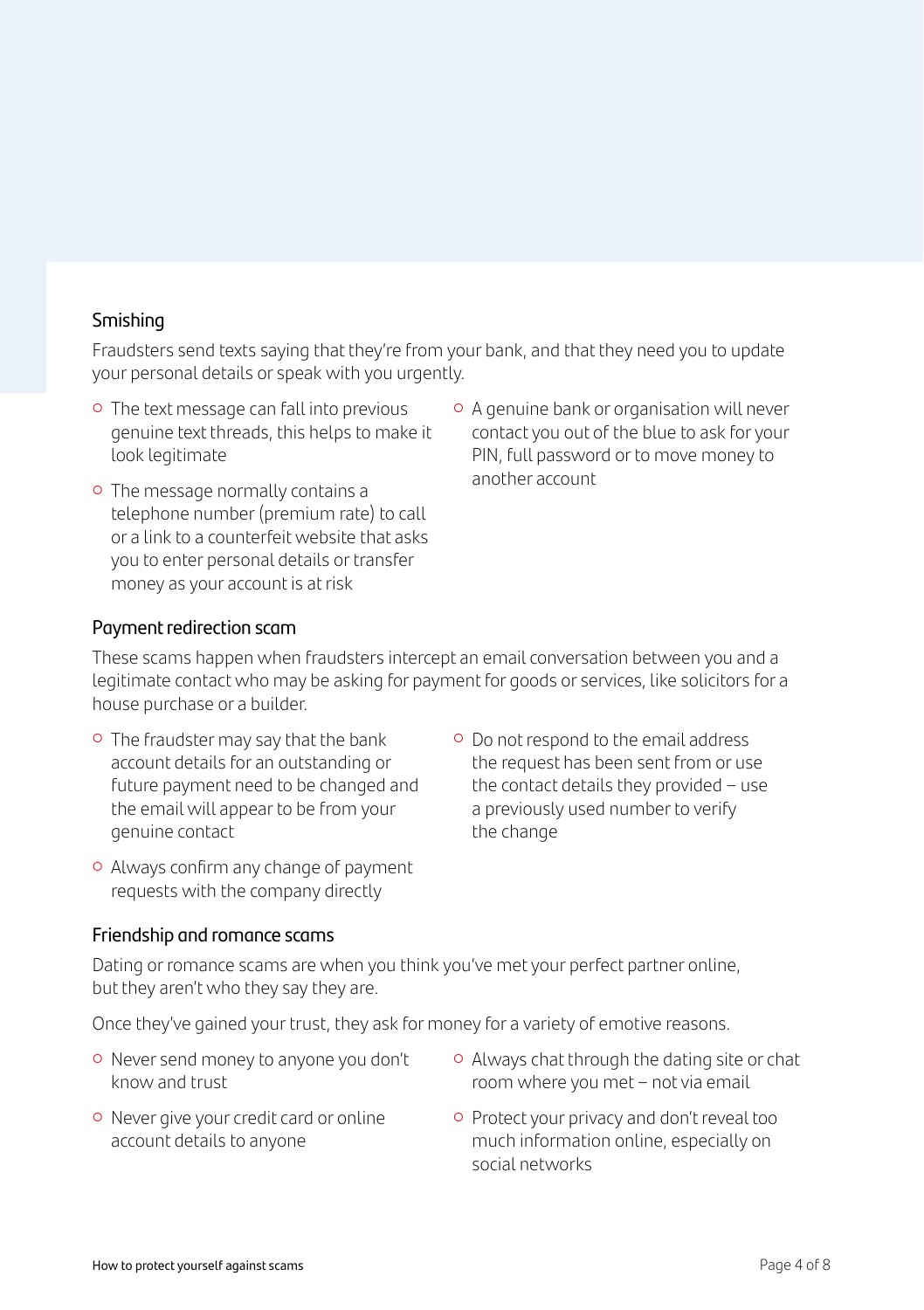## Smishing

Fraudsters send texts saying that they're from your bank, and that they need you to update your personal details or speak with you urgently.

- The text message can fall into previous genuine text threads, this helps to make it look legitimate
- The message normally contains a telephone number (premium rate) to call or a link to a counterfeit website that asks you to enter personal details or transfer money as your account is at risk
- A genuine bank or organisation will never contact you out of the blue to ask for your PIN, full password or to move money to another account

## Payment redirection scam

These scams happen when fraudsters intercept an email conversation between you and a legitimate contact who may be asking for payment for goods or services, like solicitors for a house purchase or a builder.

- The fraudster may say that the bank account details for an outstanding or future payment need to be changed and the email will appear to be from your genuine contact
- Always confirm any change of payment requests with the company directly
- Do not respond to the email address the request has been sent from or use the contact details they provided – use a previously used number to verify the change

## Friendship and romance scams

Dating or romance scams are when you think you've met your perfect partner online, but they aren't who they say they are.

Once they've gained your trust, they ask for money for a variety of emotive reasons.

- Never send money to anyone you don't know and trust
- Never give your credit card or online account details to anyone
- Always chat through the dating site or chat room where you met – not via email
- Protect your privacy and don't reveal too much information online, especially on social networks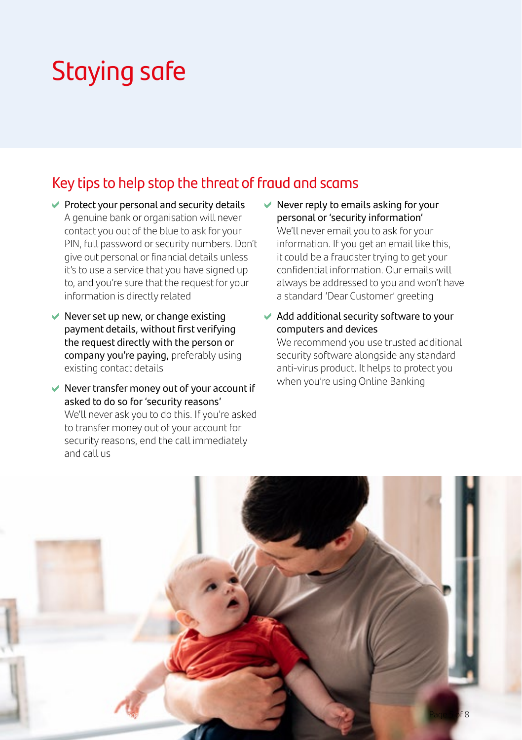# Staying safe

## Key tips to help stop the threat of fraud and scams

- **Protect your personal and security details**
  A genuine bank or organisation will never contact you out of the blue to ask for your PIN, full password or security numbers. Don't give out personal or financial details unless it's to use a service that you have signed up to, and you're sure that the request for your information is directly related

- **Never set up new, or change existing payment details, without first verifying the request directly with the person or company you're paying,** preferably using existing contact details

- **Never transfer money out of your account if asked to do so for 'security reasons'**
  We'll never ask you to do this. If you're asked to transfer money out of your account for security reasons, end the call immediately and call us

- **Never reply to emails asking for your personal or 'security information'**
  We'll never email you to ask for your information. If you get an email like this, it could be a fraudster trying to get your confidential information. Our emails will always be addressed to you and won't have a standard 'Dear Customer' greeting

- **Add additional security software to your computers and devices**
  We recommend you use trusted additional security software alongside any standard anti-virus product. It helps to protect you when you're using Online Banking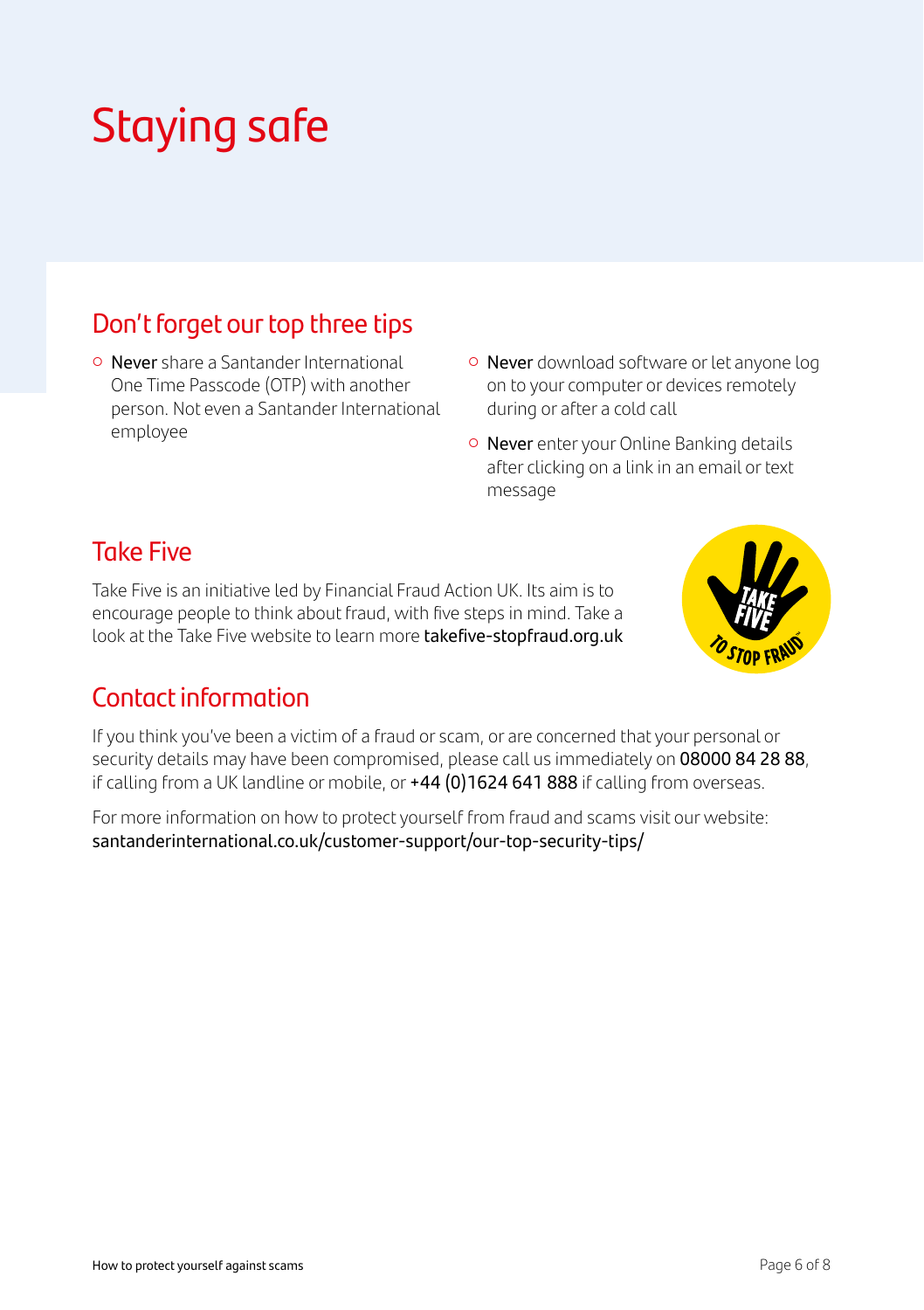# Staying safe

## Don't forget our top three tips

- **Never** share a Santander International One Time Passcode (OTP) with another person. Not even a Santander International employee
- **Never** download software or let anyone log on to your computer or devices remotely during or after a cold call
- **Never** enter your Online Banking details after clicking on a link in an email or text message

## Take Five

Take Five is an initiative led by Financial Fraud Action UK. Its aim is to encourage people to think about fraud, with five steps in mind. Take a look at the Take Five website to learn more **takefive-stopfraud.org.uk**

## Contact information

If you think you've been a victim of a fraud or scam, or are concerned that your personal or security details may have been compromised, please call us immediately on **08000 84 28 88**, if calling from a UK landline or mobile, or **+44 (0)1624 641 888** if calling from overseas.

For more information on how to protect yourself from fraud and scams visit our website: **santanderinternational.co.uk/customer-support/our-top-security-tips/**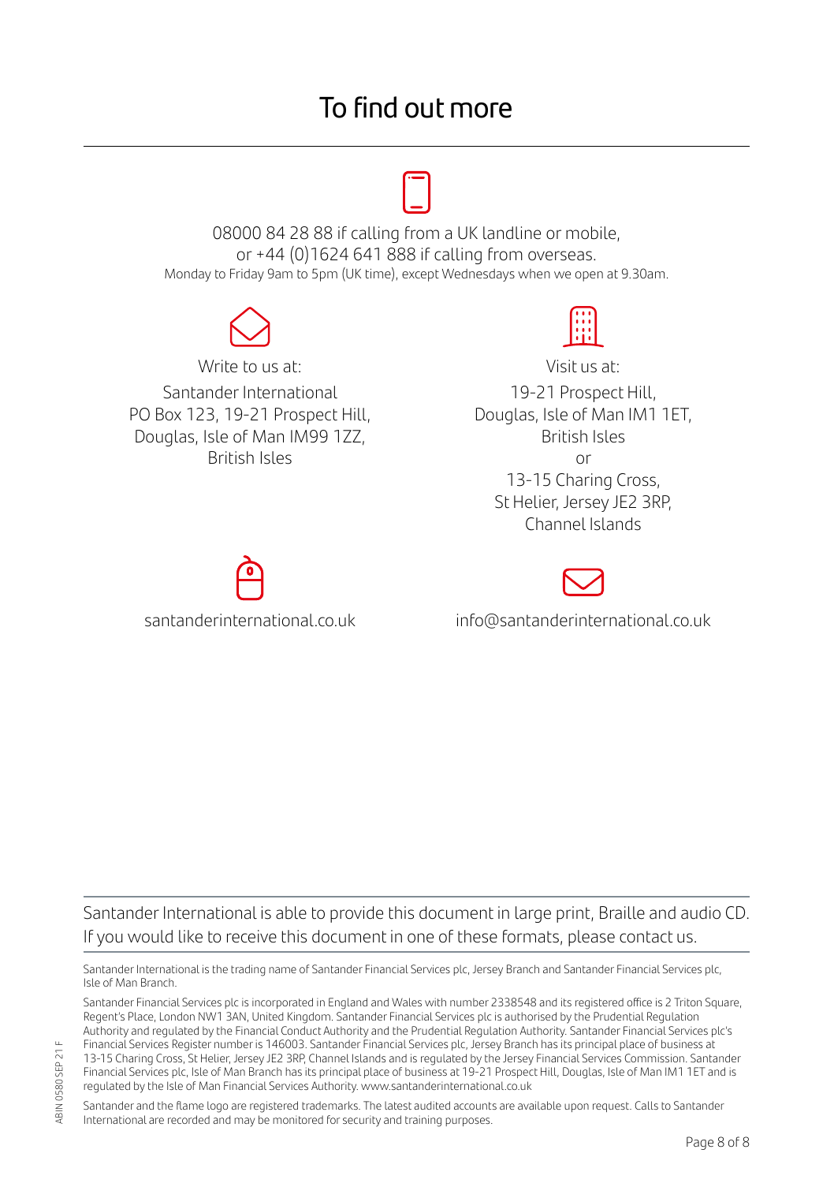# To find out more

08000 84 28 88 if calling from a UK landline or mobile,
or +44 (0)1624 641 888 if calling from overseas.
Monday to Friday 9am to 5pm (UK time), except Wednesdays when we open at 9.30am.

Write to us at:
Santander International
PO Box 123, 19-21 Prospect Hill,
Douglas, Isle of Man IM99 1ZZ,
British Isles

Visit us at:
19-21 Prospect Hill,
Douglas, Isle of Man IM1 1ET,
British Isles
or
13-15 Charing Cross,
St Helier, Jersey JE2 3RP,
Channel Islands

santanderinternational.co.uk

info@santanderinternational.co.uk

Santander International is able to provide this document in large print, Braille and audio CD. If you would like to receive this document in one of these formats, please contact us.

Santander International is the trading name of Santander Financial Services plc, Jersey Branch and Santander Financial Services plc, Isle of Man Branch.

Santander Financial Services plc is incorporated in England and Wales with number 2338548 and its registered office is 2 Triton Square, Regent's Place, London NW1 3AN, United Kingdom. Santander Financial Services plc is authorised by the Prudential Regulation Authority and regulated by the Financial Conduct Authority and the Prudential Regulation Authority. Santander Financial Services plc's Financial Services Register number is 146003. Santander Financial Services plc, Jersey Branch has its principal place of business at 13-15 Charing Cross, St Helier, Jersey JE2 3RP, Channel Islands and is regulated by the Jersey Financial Services Commission. Santander Financial Services plc, Isle of Man Branch has its principal place of business at 19-21 Prospect Hill, Douglas, Isle of Man IM1 1ET and is regulated by the Isle of Man Financial Services Authority. www.santanderinternational.co.uk

Santander and the flame logo are registered trademarks. The latest audited accounts are available upon request. Calls to Santander International are recorded and may be monitored for security and training purposes.

ABIN 0580 SEP 21 F